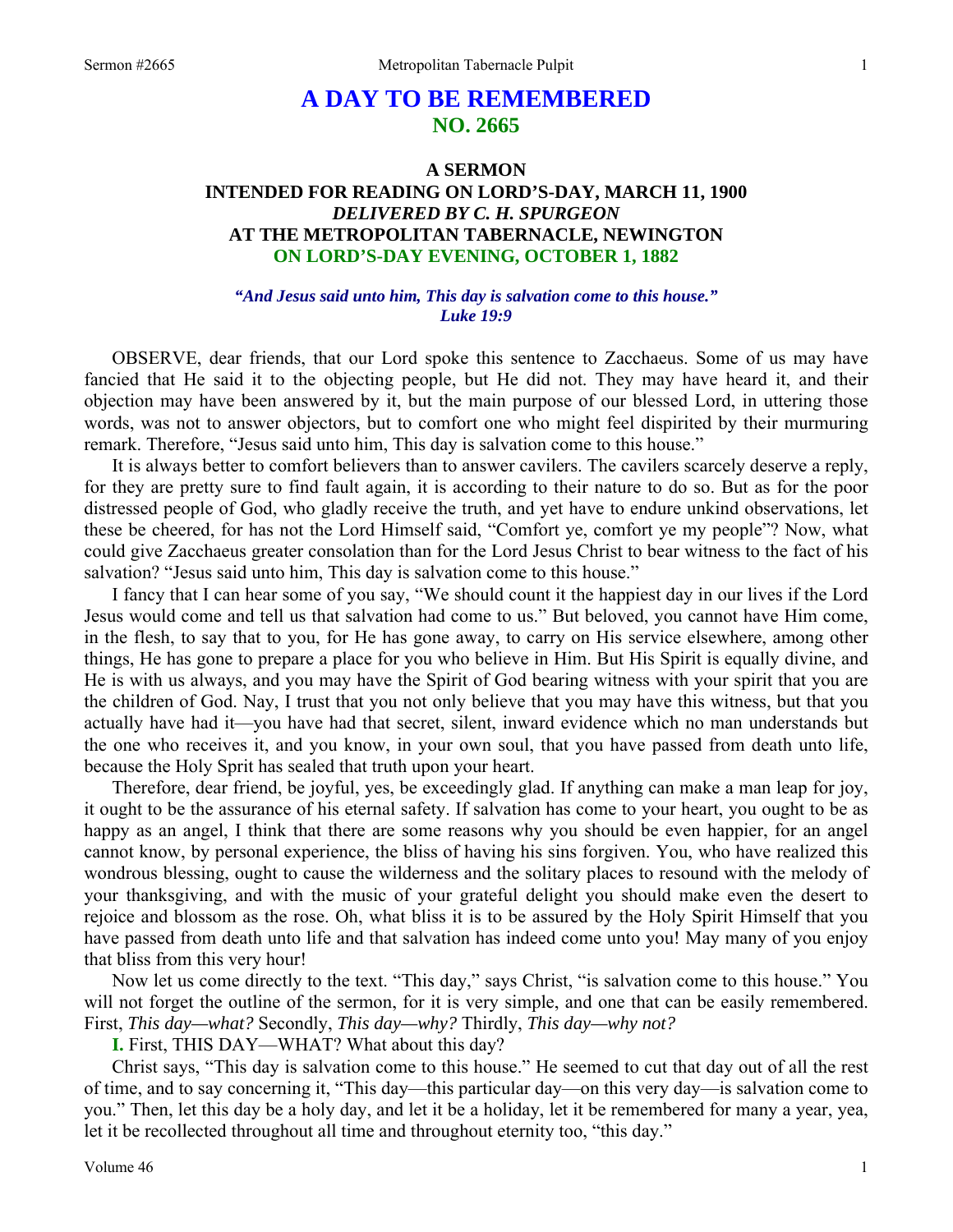# A DAY TO BE REMEMBERED
## NO. 2665

### A SERMON
### INTENDED FOR READING ON LORD'S-DAY, MARCH 11, 1900
### *DELIVERED BY C. H. SPURGEON*
### AT THE METROPOLITAN TABERNACLE, NEWINGTON
### ON LORD'S-DAY EVENING, OCTOBER 1, 1882

***"And Jesus said unto him, This day is salvation come to this house." Luke 19:9***

OBSERVE, dear friends, that our Lord spoke this sentence to Zacchaeus. Some of us may have fancied that He said it to the objecting people, but He did not. They may have heard it, and their objection may have been answered by it, but the main purpose of our blessed Lord, in uttering those words, was not to answer objectors, but to comfort one who might feel dispirited by their murmuring remark. Therefore, "Jesus said unto him, This day is salvation come to this house."

It is always better to comfort believers than to answer cavilers. The cavilers scarcely deserve a reply, for they are pretty sure to find fault again, it is according to their nature to do so. But as for the poor distressed people of God, who gladly receive the truth, and yet have to endure unkind observations, let these be cheered, for has not the Lord Himself said, "Comfort ye, comfort ye my people"? Now, what could give Zacchaeus greater consolation than for the Lord Jesus Christ to bear witness to the fact of his salvation? "Jesus said unto him, This day is salvation come to this house."

I fancy that I can hear some of you say, "We should count it the happiest day in our lives if the Lord Jesus would come and tell us that salvation had come to us." But beloved, you cannot have Him come, in the flesh, to say that to you, for He has gone away, to carry on His service elsewhere, among other things, He has gone to prepare a place for you who believe in Him. But His Spirit is equally divine, and He is with us always, and you may have the Spirit of God bearing witness with your spirit that you are the children of God. Nay, I trust that you not only believe that you may have this witness, but that you actually have had it—you have had that secret, silent, inward evidence which no man understands but the one who receives it, and you know, in your own soul, that you have passed from death unto life, because the Holy Sprit has sealed that truth upon your heart.

Therefore, dear friend, be joyful, yes, be exceedingly glad. If anything can make a man leap for joy, it ought to be the assurance of his eternal safety. If salvation has come to your heart, you ought to be as happy as an angel, I think that there are some reasons why you should be even happier, for an angel cannot know, by personal experience, the bliss of having his sins forgiven. You, who have realized this wondrous blessing, ought to cause the wilderness and the solitary places to resound with the melody of your thanksgiving, and with the music of your grateful delight you should make even the desert to rejoice and blossom as the rose. Oh, what bliss it is to be assured by the Holy Spirit Himself that you have passed from death unto life and that salvation has indeed come unto you! May many of you enjoy that bliss from this very hour!

Now let us come directly to the text. "This day," says Christ, "is salvation come to this house." You will not forget the outline of the sermon, for it is very simple, and one that can be easily remembered. First, *This day—what?* Secondly, *This day—why?* Thirdly, *This day—why not?*

**I.** First, THIS DAY—WHAT? What about this day?

Christ says, "This day is salvation come to this house." He seemed to cut that day out of all the rest of time, and to say concerning it, "This day—this particular day—on this very day—is salvation come to you." Then, let this day be a holy day, and let it be a holiday, let it be remembered for many a year, yea, let it be recollected throughout all time and throughout eternity too, "this day."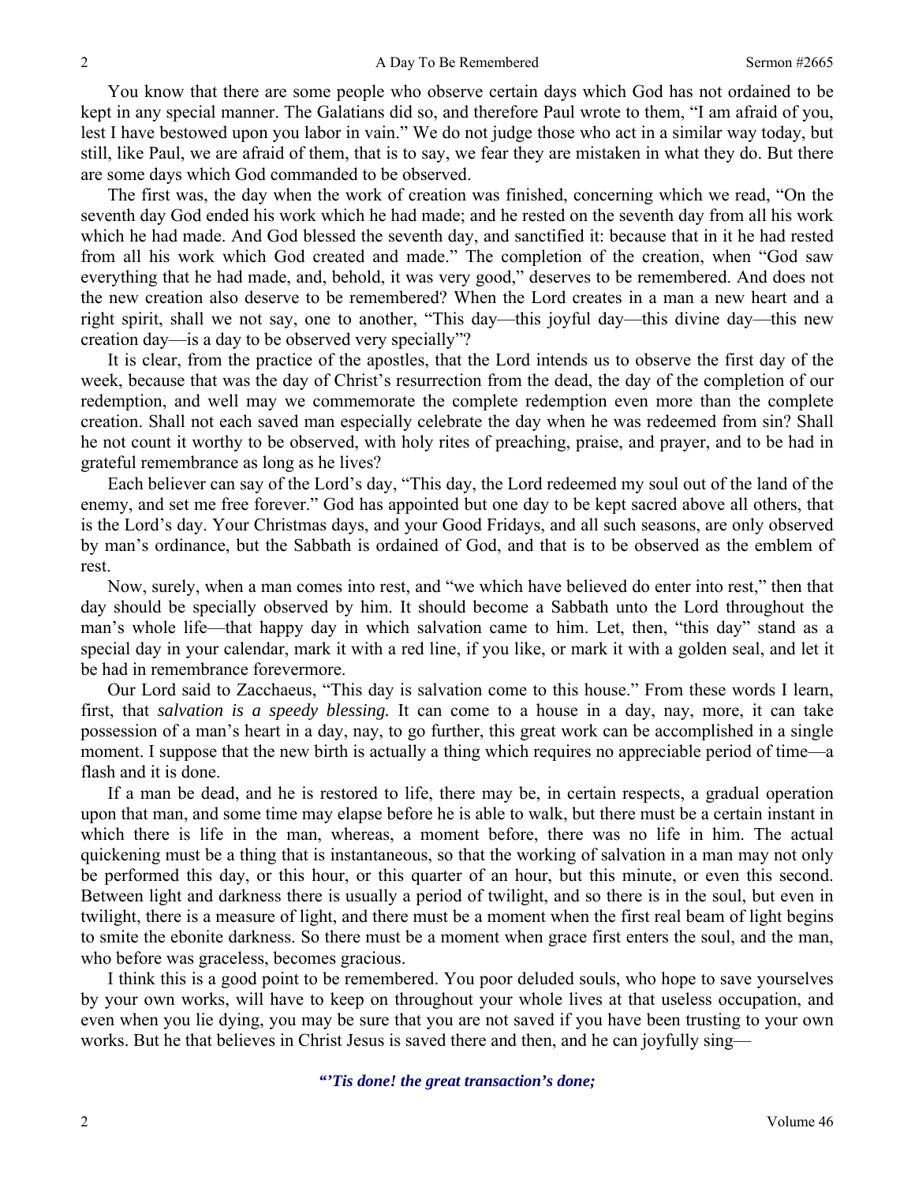You know that there are some people who observe certain days which God has not ordained to be kept in any special manner. The Galatians did so, and therefore Paul wrote to them, "I am afraid of you, lest I have bestowed upon you labor in vain." We do not judge those who act in a similar way today, but still, like Paul, we are afraid of them, that is to say, we fear they are mistaken in what they do. But there are some days which God commanded to be observed.

The first was, the day when the work of creation was finished, concerning which we read, "On the seventh day God ended his work which he had made; and he rested on the seventh day from all his work which he had made. And God blessed the seventh day, and sanctified it: because that in it he had rested from all his work which God created and made." The completion of the creation, when "God saw everything that he had made, and, behold, it was very good," deserves to be remembered. And does not the new creation also deserve to be remembered? When the Lord creates in a man a new heart and a right spirit, shall we not say, one to another, "This day—this joyful day—this divine day—this new creation day—is a day to be observed very specially"?

It is clear, from the practice of the apostles, that the Lord intends us to observe the first day of the week, because that was the day of Christ's resurrection from the dead, the day of the completion of our redemption, and well may we commemorate the complete redemption even more than the complete creation. Shall not each saved man especially celebrate the day when he was redeemed from sin? Shall he not count it worthy to be observed, with holy rites of preaching, praise, and prayer, and to be had in grateful remembrance as long as he lives?

Each believer can say of the Lord's day, "This day, the Lord redeemed my soul out of the land of the enemy, and set me free forever." God has appointed but one day to be kept sacred above all others, that is the Lord's day. Your Christmas days, and your Good Fridays, and all such seasons, are only observed by man's ordinance, but the Sabbath is ordained of God, and that is to be observed as the emblem of rest.

Now, surely, when a man comes into rest, and "we which have believed do enter into rest," then that day should be specially observed by him. It should become a Sabbath unto the Lord throughout the man's whole life—that happy day in which salvation came to him. Let, then, "this day" stand as a special day in your calendar, mark it with a red line, if you like, or mark it with a golden seal, and let it be had in remembrance forevermore.

Our Lord said to Zacchaeus, "This day is salvation come to this house." From these words I learn, first, that *salvation is a speedy blessing.* It can come to a house in a day, nay, more, it can take possession of a man's heart in a day, nay, to go further, this great work can be accomplished in a single moment. I suppose that the new birth is actually a thing which requires no appreciable period of time—a flash and it is done.

If a man be dead, and he is restored to life, there may be, in certain respects, a gradual operation upon that man, and some time may elapse before he is able to walk, but there must be a certain instant in which there is life in the man, whereas, a moment before, there was no life in him. The actual quickening must be a thing that is instantaneous, so that the working of salvation in a man may not only be performed this day, or this hour, or this quarter of an hour, but this minute, or even this second. Between light and darkness there is usually a period of twilight, and so there is in the soul, but even in twilight, there is a measure of light, and there must be a moment when the first real beam of light begins to smite the ebonite darkness. So there must be a moment when grace first enters the soul, and the man, who before was graceless, becomes gracious.

I think this is a good point to be remembered. You poor deluded souls, who hope to save yourselves by your own works, will have to keep on throughout your whole lives at that useless occupation, and even when you lie dying, you may be sure that you are not saved if you have been trusting to your own works. But he that believes in Christ Jesus is saved there and then, and he can joyfully sing—

***"'Tis done! the great transaction's done;***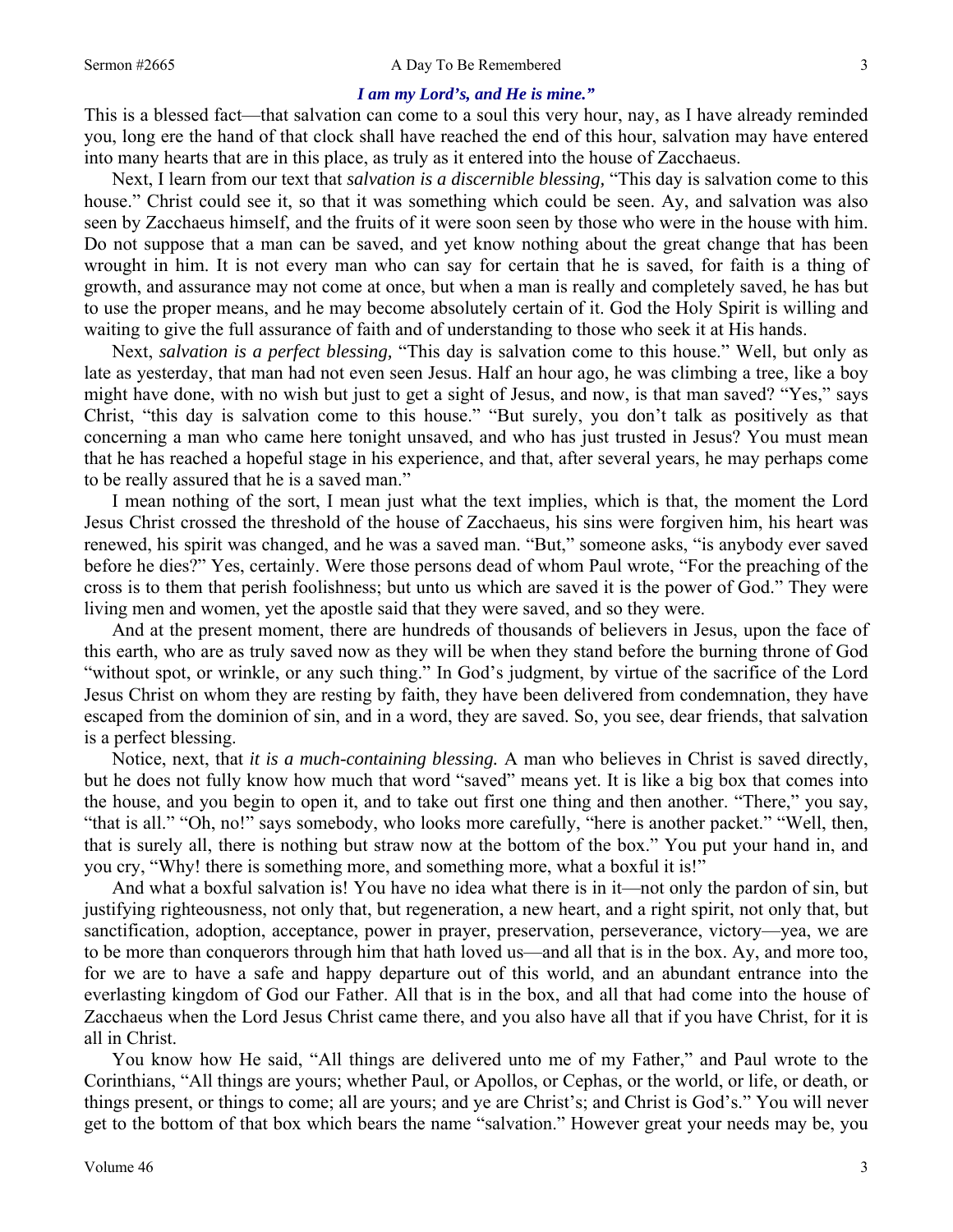***I am my Lord's, and He is mine."***

This is a blessed fact—that salvation can come to a soul this very hour, nay, as I have already reminded you, long ere the hand of that clock shall have reached the end of this hour, salvation may have entered into many hearts that are in this place, as truly as it entered into the house of Zacchaeus.

Next, I learn from our text that *salvation is a discernible blessing,* "This day is salvation come to this house." Christ could see it, so that it was something which could be seen. Ay, and salvation was also seen by Zacchaeus himself, and the fruits of it were soon seen by those who were in the house with him. Do not suppose that a man can be saved, and yet know nothing about the great change that has been wrought in him. It is not every man who can say for certain that he is saved, for faith is a thing of growth, and assurance may not come at once, but when a man is really and completely saved, he has but to use the proper means, and he may become absolutely certain of it. God the Holy Spirit is willing and waiting to give the full assurance of faith and of understanding to those who seek it at His hands.

Next, *salvation is a perfect blessing,* "This day is salvation come to this house." Well, but only as late as yesterday, that man had not even seen Jesus. Half an hour ago, he was climbing a tree, like a boy might have done, with no wish but just to get a sight of Jesus, and now, is that man saved? "Yes," says Christ, "this day is salvation come to this house." "But surely, you don't talk as positively as that concerning a man who came here tonight unsaved, and who has just trusted in Jesus? You must mean that he has reached a hopeful stage in his experience, and that, after several years, he may perhaps come to be really assured that he is a saved man."

I mean nothing of the sort, I mean just what the text implies, which is that, the moment the Lord Jesus Christ crossed the threshold of the house of Zacchaeus, his sins were forgiven him, his heart was renewed, his spirit was changed, and he was a saved man. "But," someone asks, "is anybody ever saved before he dies?" Yes, certainly. Were those persons dead of whom Paul wrote, "For the preaching of the cross is to them that perish foolishness; but unto us which are saved it is the power of God." They were living men and women, yet the apostle said that they were saved, and so they were.

And at the present moment, there are hundreds of thousands of believers in Jesus, upon the face of this earth, who are as truly saved now as they will be when they stand before the burning throne of God "without spot, or wrinkle, or any such thing." In God's judgment, by virtue of the sacrifice of the Lord Jesus Christ on whom they are resting by faith, they have been delivered from condemnation, they have escaped from the dominion of sin, and in a word, they are saved. So, you see, dear friends, that salvation is a perfect blessing.

Notice, next, that *it is a much-containing blessing.* A man who believes in Christ is saved directly, but he does not fully know how much that word "saved" means yet. It is like a big box that comes into the house, and you begin to open it, and to take out first one thing and then another. "There," you say, "that is all." "Oh, no!" says somebody, who looks more carefully, "here is another packet." "Well, then, that is surely all, there is nothing but straw now at the bottom of the box." You put your hand in, and you cry, "Why! there is something more, and something more, what a boxful it is!"

And what a boxful salvation is! You have no idea what there is in it—not only the pardon of sin, but justifying righteousness, not only that, but regeneration, a new heart, and a right spirit, not only that, but sanctification, adoption, acceptance, power in prayer, preservation, perseverance, victory—yea, we are to be more than conquerors through him that hath loved us—and all that is in the box. Ay, and more too, for we are to have a safe and happy departure out of this world, and an abundant entrance into the everlasting kingdom of God our Father. All that is in the box, and all that had come into the house of Zacchaeus when the Lord Jesus Christ came there, and you also have all that if you have Christ, for it is all in Christ.

You know how He said, "All things are delivered unto me of my Father," and Paul wrote to the Corinthians, "All things are yours; whether Paul, or Apollos, or Cephas, or the world, or life, or death, or things present, or things to come; all are yours; and ye are Christ's; and Christ is God's." You will never get to the bottom of that box which bears the name "salvation." However great your needs may be, you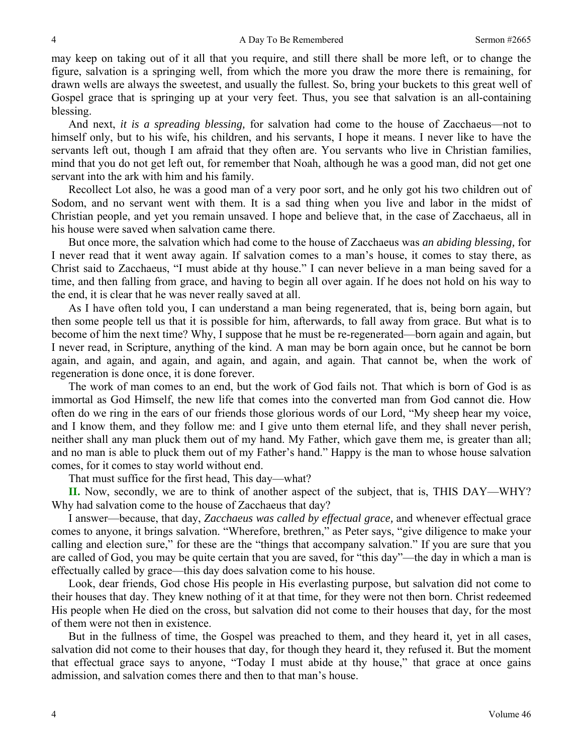may keep on taking out of it all that you require, and still there shall be more left, or to change the figure, salvation is a springing well, from which the more you draw the more there is remaining, for drawn wells are always the sweetest, and usually the fullest. So, bring your buckets to this great well of Gospel grace that is springing up at your very feet. Thus, you see that salvation is an all-containing blessing.

And next, *it is a spreading blessing,* for salvation had come to the house of Zacchaeus—not to himself only, but to his wife, his children, and his servants, I hope it means. I never like to have the servants left out, though I am afraid that they often are. You servants who live in Christian families, mind that you do not get left out, for remember that Noah, although he was a good man, did not get one servant into the ark with him and his family.

Recollect Lot also, he was a good man of a very poor sort, and he only got his two children out of Sodom, and no servant went with them. It is a sad thing when you live and labor in the midst of Christian people, and yet you remain unsaved. I hope and believe that, in the case of Zacchaeus, all in his house were saved when salvation came there.

But once more, the salvation which had come to the house of Zacchaeus was *an abiding blessing,* for I never read that it went away again. If salvation comes to a man's house, it comes to stay there, as Christ said to Zacchaeus, "I must abide at thy house." I can never believe in a man being saved for a time, and then falling from grace, and having to begin all over again. If he does not hold on his way to the end, it is clear that he was never really saved at all.

As I have often told you, I can understand a man being regenerated, that is, being born again, but then some people tell us that it is possible for him, afterwards, to fall away from grace. But what is to become of him the next time? Why, I suppose that he must be re-regenerated—born again and again, but I never read, in Scripture, anything of the kind. A man may be born again once, but he cannot be born again, and again, and again, and again, and again, and again. That cannot be, when the work of regeneration is done once, it is done forever.

The work of man comes to an end, but the work of God fails not. That which is born of God is as immortal as God Himself, the new life that comes into the converted man from God cannot die. How often do we ring in the ears of our friends those glorious words of our Lord, "My sheep hear my voice, and I know them, and they follow me: and I give unto them eternal life, and they shall never perish, neither shall any man pluck them out of my hand. My Father, which gave them me, is greater than all; and no man is able to pluck them out of my Father's hand." Happy is the man to whose house salvation comes, for it comes to stay world without end.

That must suffice for the first head, This day—what?

**II.** Now, secondly, we are to think of another aspect of the subject, that is, THIS DAY—WHY? Why had salvation come to the house of Zacchaeus that day?

I answer—because, that day, *Zacchaeus was called by effectual grace,* and whenever effectual grace comes to anyone, it brings salvation. "Wherefore, brethren," as Peter says, "give diligence to make your calling and election sure," for these are the "things that accompany salvation." If you are sure that you are called of God, you may be quite certain that you are saved, for "this day"—the day in which a man is effectually called by grace—this day does salvation come to his house.

Look, dear friends, God chose His people in His everlasting purpose, but salvation did not come to their houses that day. They knew nothing of it at that time, for they were not then born. Christ redeemed His people when He died on the cross, but salvation did not come to their houses that day, for the most of them were not then in existence.

But in the fullness of time, the Gospel was preached to them, and they heard it, yet in all cases, salvation did not come to their houses that day, for though they heard it, they refused it. But the moment that effectual grace says to anyone, "Today I must abide at thy house," that grace at once gains admission, and salvation comes there and then to that man's house.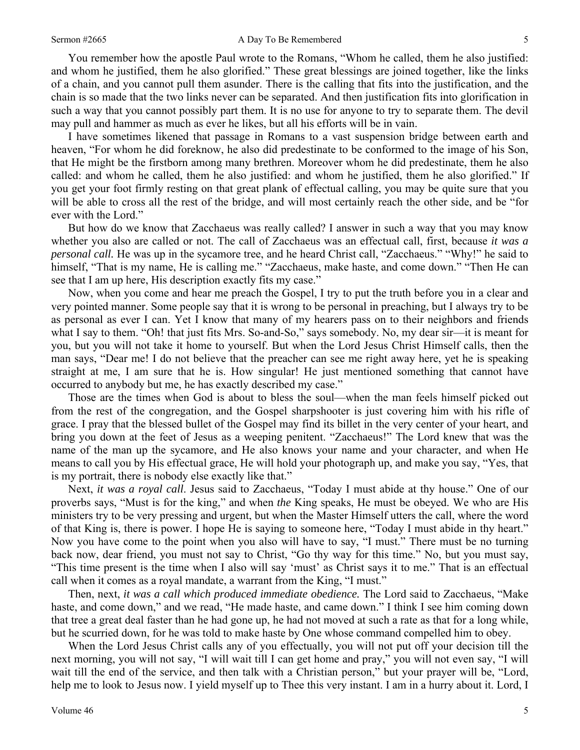You remember how the apostle Paul wrote to the Romans, "Whom he called, them he also justified: and whom he justified, them he also glorified." These great blessings are joined together, like the links of a chain, and you cannot pull them asunder. There is the calling that fits into the justification, and the chain is so made that the two links never can be separated. And then justification fits into glorification in such a way that you cannot possibly part them. It is no use for anyone to try to separate them. The devil may pull and hammer as much as ever he likes, but all his efforts will be in vain.

I have sometimes likened that passage in Romans to a vast suspension bridge between earth and heaven, "For whom he did foreknow, he also did predestinate to be conformed to the image of his Son, that He might be the firstborn among many brethren. Moreover whom he did predestinate, them he also called: and whom he called, them he also justified: and whom he justified, them he also glorified." If you get your foot firmly resting on that great plank of effectual calling, you may be quite sure that you will be able to cross all the rest of the bridge, and will most certainly reach the other side, and be "for ever with the Lord."

But how do we know that Zacchaeus was really called? I answer in such a way that you may know whether you also are called or not. The call of Zacchaeus was an effectual call, first, because *it was a personal call.* He was up in the sycamore tree, and he heard Christ call, "Zacchaeus." "Why!" he said to himself, "That is my name, He is calling me." "Zacchaeus, make haste, and come down." "Then He can see that I am up here, His description exactly fits my case."

Now, when you come and hear me preach the Gospel, I try to put the truth before you in a clear and very pointed manner. Some people say that it is wrong to be personal in preaching, but I always try to be as personal as ever I can. Yet I know that many of my hearers pass on to their neighbors and friends what I say to them. "Oh! that just fits Mrs. So-and-So," says somebody. No, my dear sir—it is meant for you, but you will not take it home to yourself. But when the Lord Jesus Christ Himself calls, then the man says, "Dear me! I do not believe that the preacher can see me right away here, yet he is speaking straight at me, I am sure that he is. How singular! He just mentioned something that cannot have occurred to anybody but me, he has exactly described my case."

Those are the times when God is about to bless the soul—when the man feels himself picked out from the rest of the congregation, and the Gospel sharpshooter is just covering him with his rifle of grace. I pray that the blessed bullet of the Gospel may find its billet in the very center of your heart, and bring you down at the feet of Jesus as a weeping penitent. "Zacchaeus!" The Lord knew that was the name of the man up the sycamore, and He also knows your name and your character, and when He means to call you by His effectual grace, He will hold your photograph up, and make you say, "Yes, that is my portrait, there is nobody else exactly like that."

Next, *it was a royal call*. Jesus said to Zacchaeus, "Today I must abide at thy house." One of our proverbs says, "Must is for the king," and when *the* King speaks, He must be obeyed. We who are His ministers try to be very pressing and urgent, but when the Master Himself utters the call, where the word of that King is, there is power. I hope He is saying to someone here, "Today I must abide in thy heart." Now you have come to the point when you also will have to say, "I must." There must be no turning back now, dear friend, you must not say to Christ, "Go thy way for this time." No, but you must say, "This time present is the time when I also will say 'must' as Christ says it to me." That is an effectual call when it comes as a royal mandate, a warrant from the King, "I must."

Then, next, *it was a call which produced immediate obedience.* The Lord said to Zacchaeus, "Make haste, and come down," and we read, "He made haste, and came down." I think I see him coming down that tree a great deal faster than he had gone up, he had not moved at such a rate as that for a long while, but he scurried down, for he was told to make haste by One whose command compelled him to obey.

When the Lord Jesus Christ calls any of you effectually, you will not put off your decision till the next morning, you will not say, "I will wait till I can get home and pray," you will not even say, "I will wait till the end of the service, and then talk with a Christian person," but your prayer will be, "Lord, help me to look to Jesus now. I yield myself up to Thee this very instant. I am in a hurry about it. Lord, I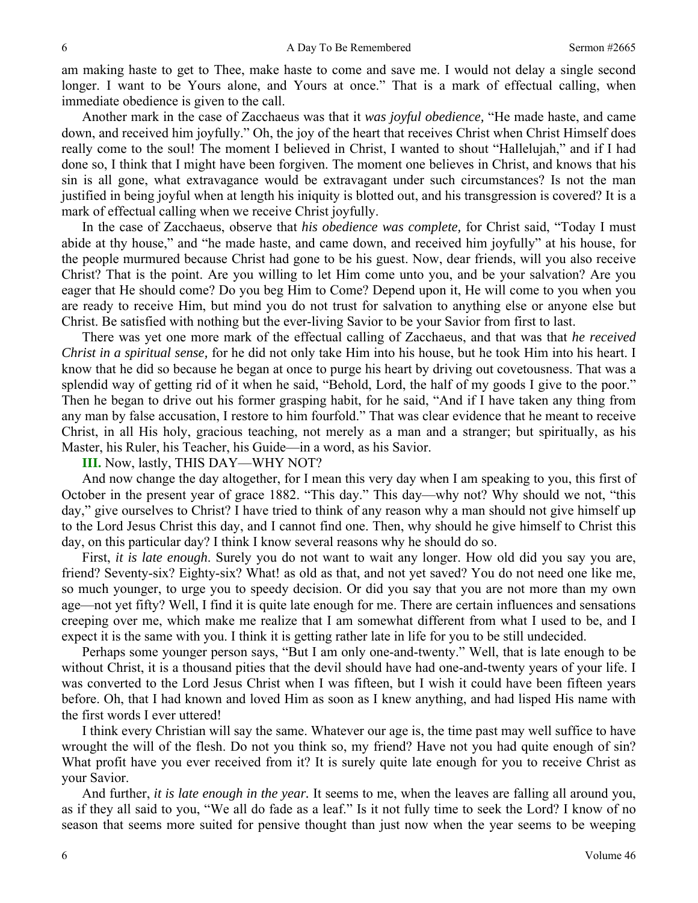am making haste to get to Thee, make haste to come and save me. I would not delay a single second longer. I want to be Yours alone, and Yours at once." That is a mark of effectual calling, when immediate obedience is given to the call.

Another mark in the case of Zacchaeus was that it *was joyful obedience,* "He made haste, and came down, and received him joyfully." Oh, the joy of the heart that receives Christ when Christ Himself does really come to the soul! The moment I believed in Christ, I wanted to shout "Hallelujah," and if I had done so, I think that I might have been forgiven. The moment one believes in Christ, and knows that his sin is all gone, what extravagance would be extravagant under such circumstances? Is not the man justified in being joyful when at length his iniquity is blotted out, and his transgression is covered? It is a mark of effectual calling when we receive Christ joyfully.

In the case of Zacchaeus, observe that *his obedience was complete,* for Christ said, "Today I must abide at thy house," and "he made haste, and came down, and received him joyfully" at his house, for the people murmured because Christ had gone to be his guest. Now, dear friends, will you also receive Christ? That is the point. Are you willing to let Him come unto you, and be your salvation? Are you eager that He should come? Do you beg Him to Come? Depend upon it, He will come to you when you are ready to receive Him, but mind you do not trust for salvation to anything else or anyone else but Christ. Be satisfied with nothing but the ever-living Savior to be your Savior from first to last.

There was yet one more mark of the effectual calling of Zacchaeus, and that was that *he received Christ in a spiritual sense,* for he did not only take Him into his house, but he took Him into his heart. I know that he did so because he began at once to purge his heart by driving out covetousness. That was a splendid way of getting rid of it when he said, "Behold, Lord, the half of my goods I give to the poor." Then he began to drive out his former grasping habit, for he said, "And if I have taken any thing from any man by false accusation, I restore to him fourfold." That was clear evidence that he meant to receive Christ, in all His holy, gracious teaching, not merely as a man and a stranger; but spiritually, as his Master, his Ruler, his Teacher, his Guide—in a word, as his Savior.

**III.** Now, lastly, THIS DAY—WHY NOT?

And now change the day altogether, for I mean this very day when I am speaking to you, this first of October in the present year of grace 1882. "This day." This day—why not? Why should we not, "this day," give ourselves to Christ? I have tried to think of any reason why a man should not give himself up to the Lord Jesus Christ this day, and I cannot find one. Then, why should he give himself to Christ this day, on this particular day? I think I know several reasons why he should do so.

First, *it is late enough*. Surely you do not want to wait any longer. How old did you say you are, friend? Seventy-six? Eighty-six? What! as old as that, and not yet saved? You do not need one like me, so much younger, to urge you to speedy decision. Or did you say that you are not more than my own age—not yet fifty? Well, I find it is quite late enough for me. There are certain influences and sensations creeping over me, which make me realize that I am somewhat different from what I used to be, and I expect it is the same with you. I think it is getting rather late in life for you to be still undecided.

Perhaps some younger person says, "But I am only one-and-twenty." Well, that is late enough to be without Christ, it is a thousand pities that the devil should have had one-and-twenty years of your life. I was converted to the Lord Jesus Christ when I was fifteen, but I wish it could have been fifteen years before. Oh, that I had known and loved Him as soon as I knew anything, and had lisped His name with the first words I ever uttered!

I think every Christian will say the same. Whatever our age is, the time past may well suffice to have wrought the will of the flesh. Do not you think so, my friend? Have not you had quite enough of sin? What profit have you ever received from it? It is surely quite late enough for you to receive Christ as your Savior.

And further, *it is late enough in the year*. It seems to me, when the leaves are falling all around you, as if they all said to you, "We all do fade as a leaf." Is it not fully time to seek the Lord? I know of no season that seems more suited for pensive thought than just now when the year seems to be weeping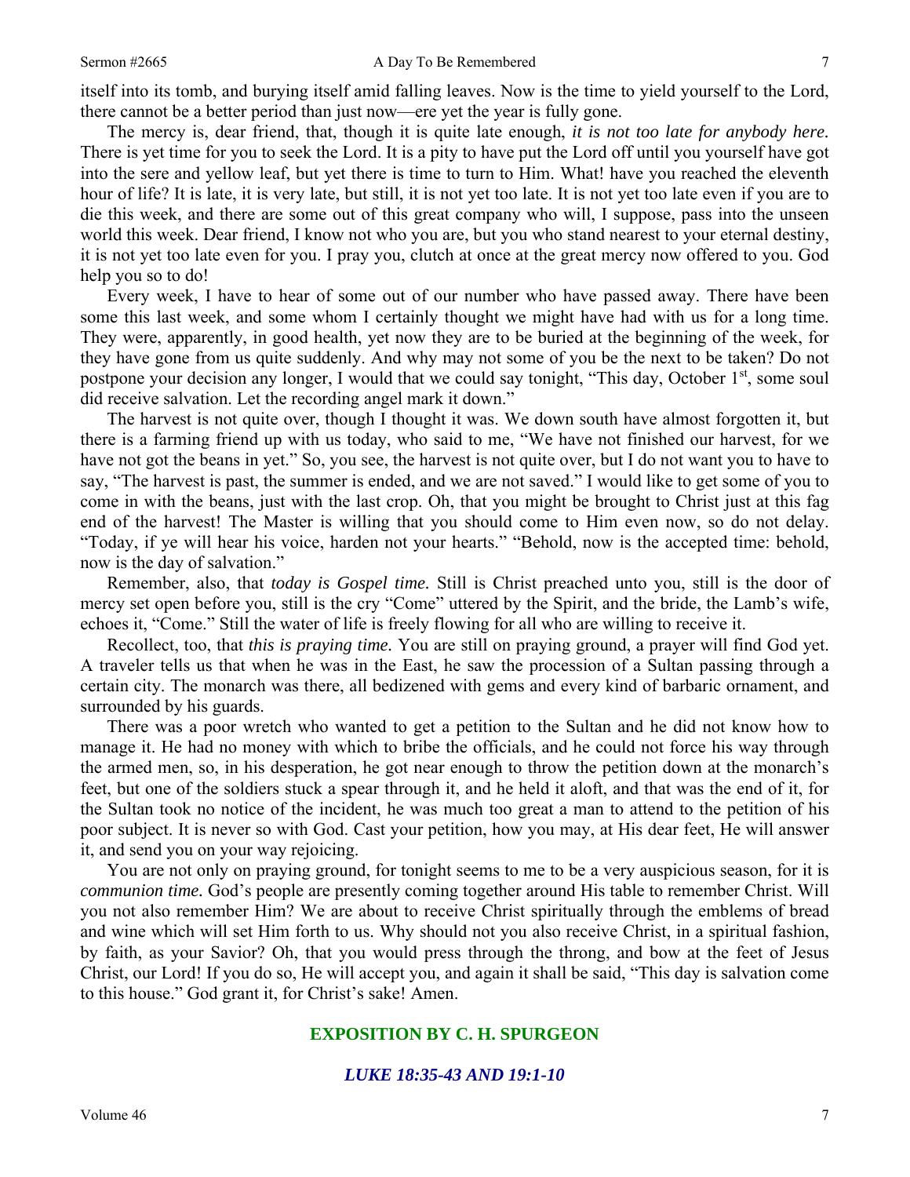itself into its tomb, and burying itself amid falling leaves. Now is the time to yield yourself to the Lord, there cannot be a better period than just now—ere yet the year is fully gone.

The mercy is, dear friend, that, though it is quite late enough, *it is not too late for anybody here.* There is yet time for you to seek the Lord. It is a pity to have put the Lord off until you yourself have got into the sere and yellow leaf, but yet there is time to turn to Him. What! have you reached the eleventh hour of life? It is late, it is very late, but still, it is not yet too late. It is not yet too late even if you are to die this week, and there are some out of this great company who will, I suppose, pass into the unseen world this week. Dear friend, I know not who you are, but you who stand nearest to your eternal destiny, it is not yet too late even for you. I pray you, clutch at once at the great mercy now offered to you. God help you so to do!

Every week, I have to hear of some out of our number who have passed away. There have been some this last week, and some whom I certainly thought we might have had with us for a long time. They were, apparently, in good health, yet now they are to be buried at the beginning of the week, for they have gone from us quite suddenly. And why may not some of you be the next to be taken? Do not postpone your decision any longer, I would that we could say tonight, "This day, October 1st, some soul did receive salvation. Let the recording angel mark it down."

The harvest is not quite over, though I thought it was. We down south have almost forgotten it, but there is a farming friend up with us today, who said to me, "We have not finished our harvest, for we have not got the beans in yet." So, you see, the harvest is not quite over, but I do not want you to have to say, "The harvest is past, the summer is ended, and we are not saved." I would like to get some of you to come in with the beans, just with the last crop. Oh, that you might be brought to Christ just at this fag end of the harvest! The Master is willing that you should come to Him even now, so do not delay. "Today, if ye will hear his voice, harden not your hearts." "Behold, now is the accepted time: behold, now is the day of salvation."

Remember, also, that *today is Gospel time.* Still is Christ preached unto you, still is the door of mercy set open before you, still is the cry "Come" uttered by the Spirit, and the bride, the Lamb's wife, echoes it, "Come." Still the water of life is freely flowing for all who are willing to receive it.

Recollect, too, that *this is praying time.* You are still on praying ground, a prayer will find God yet. A traveler tells us that when he was in the East, he saw the procession of a Sultan passing through a certain city. The monarch was there, all bedizened with gems and every kind of barbaric ornament, and surrounded by his guards.

There was a poor wretch who wanted to get a petition to the Sultan and he did not know how to manage it. He had no money with which to bribe the officials, and he could not force his way through the armed men, so, in his desperation, he got near enough to throw the petition down at the monarch's feet, but one of the soldiers stuck a spear through it, and he held it aloft, and that was the end of it, for the Sultan took no notice of the incident, he was much too great a man to attend to the petition of his poor subject. It is never so with God. Cast your petition, how you may, at His dear feet, He will answer it, and send you on your way rejoicing.

You are not only on praying ground, for tonight seems to me to be a very auspicious season, for it is *communion time.* God's people are presently coming together around His table to remember Christ. Will you not also remember Him? We are about to receive Christ spiritually through the emblems of bread and wine which will set Him forth to us. Why should not you also receive Christ, in a spiritual fashion, by faith, as your Savior? Oh, that you would press through the throng, and bow at the feet of Jesus Christ, our Lord! If you do so, He will accept you, and again it shall be said, "This day is salvation come to this house." God grant it, for Christ's sake! Amen.

## EXPOSITION BY C. H. SPURGEON

### *LUKE 18:35-43 AND 19:1-10*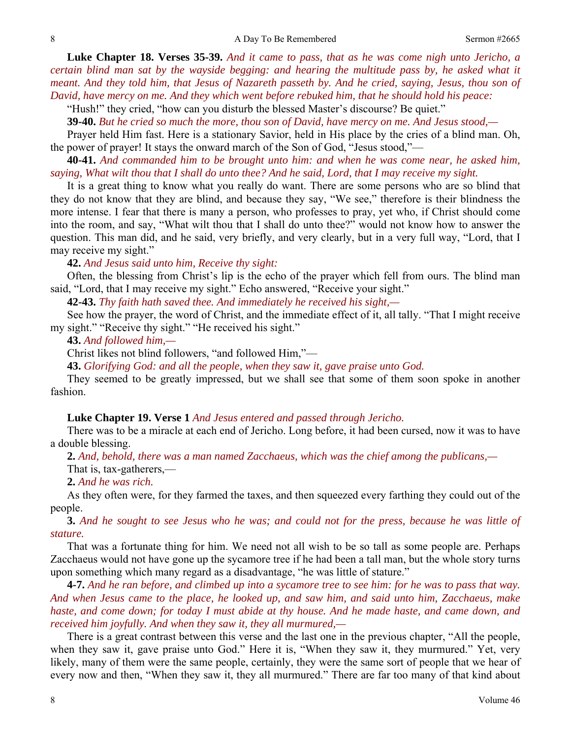**Luke Chapter 18. Verses 35-39.** *And it came to pass, that as he was come nigh unto Jericho, a certain blind man sat by the wayside begging: and hearing the multitude pass by, he asked what it meant. And they told him, that Jesus of Nazareth passeth by. And he cried, saying, Jesus, thou son of David, have mercy on me. And they which went before rebuked him, that he should hold his peace:*

"Hush!" they cried, "how can you disturb the blessed Master's discourse? Be quiet."

**39-40.** *But he cried so much the more, thou son of David, have mercy on me. And Jesus stood,—*

Prayer held Him fast. Here is a stationary Savior, held in His place by the cries of a blind man. Oh, the power of prayer! It stays the onward march of the Son of God, "Jesus stood,"—

**40-41.** *And commanded him to be brought unto him: and when he was come near, he asked him, saying, What wilt thou that I shall do unto thee? And he said, Lord, that I may receive my sight.*

It is a great thing to know what you really do want. There are some persons who are so blind that they do not know that they are blind, and because they say, "We see," therefore is their blindness the more intense. I fear that there is many a person, who professes to pray, yet who, if Christ should come into the room, and say, "What wilt thou that I shall do unto thee?" would not know how to answer the question. This man did, and he said, very briefly, and very clearly, but in a very full way, "Lord, that I may receive my sight."

**42.** *And Jesus said unto him, Receive thy sight:*

Often, the blessing from Christ's lip is the echo of the prayer which fell from ours. The blind man said, "Lord, that I may receive my sight." Echo answered, "Receive your sight."

**42-43.** *Thy faith hath saved thee. And immediately he received his sight,—*

See how the prayer, the word of Christ, and the immediate effect of it, all tally. "That I might receive my sight." "Receive thy sight." "He received his sight."

**43.** *And followed him,—*

Christ likes not blind followers, "and followed Him,"—

**43.** *Glorifying God: and all the people, when they saw it, gave praise unto God.*

They seemed to be greatly impressed, but we shall see that some of them soon spoke in another fashion.

**Luke Chapter 19. Verse 1** *And Jesus entered and passed through Jericho.*

There was to be a miracle at each end of Jericho. Long before, it had been cursed, now it was to have a double blessing.

**2.** *And, behold, there was a man named Zacchaeus, which was the chief among the publicans,—*

That is, tax-gatherers,—

**2.** *And he was rich.*

As they often were, for they farmed the taxes, and then squeezed every farthing they could out of the people.

**3.** *And he sought to see Jesus who he was; and could not for the press, because he was little of stature.*

That was a fortunate thing for him. We need not all wish to be so tall as some people are. Perhaps Zacchaeus would not have gone up the sycamore tree if he had been a tall man, but the whole story turns upon something which many regard as a disadvantage, "he was little of stature."

**4-7.** *And he ran before, and climbed up into a sycamore tree to see him: for he was to pass that way. And when Jesus came to the place, he looked up, and saw him, and said unto him, Zacchaeus, make haste, and come down; for today I must abide at thy house. And he made haste, and came down, and received him joyfully. And when they saw it, they all murmured,—*

There is a great contrast between this verse and the last one in the previous chapter, "All the people, when they saw it, gave praise unto God." Here it is, "When they saw it, they murmured." Yet, very likely, many of them were the same people, certainly, they were the same sort of people that we hear of every now and then, "When they saw it, they all murmured." There are far too many of that kind about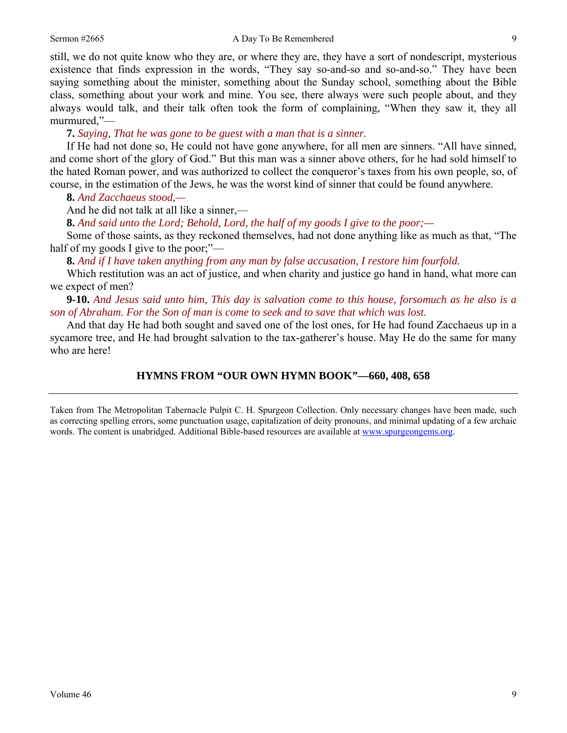still, we do not quite know who they are, or where they are, they have a sort of nondescript, mysterious existence that finds expression in the words, "They say so-and-so and so-and-so." They have been saying something about the minister, something about the Sunday school, something about the Bible class, something about your work and mine. You see, there always were such people about, and they always would talk, and their talk often took the form of complaining, "When they saw it, they all murmured,"—

**7.** *Saying, That he was gone to be guest with a man that is a sinner.*

If He had not done so, He could not have gone anywhere, for all men are sinners. "All have sinned, and come short of the glory of God." But this man was a sinner above others, for he had sold himself to the hated Roman power, and was authorized to collect the conqueror's taxes from his own people, so, of course, in the estimation of the Jews, he was the worst kind of sinner that could be found anywhere.

**8.** *And Zacchaeus stood,—*

And he did not talk at all like a sinner,—

**8.** *And said unto the Lord; Behold, Lord, the half of my goods I give to the poor;—*

Some of those saints, as they reckoned themselves, had not done anything like as much as that, "The half of my goods I give to the poor;"—

**8.** *And if I have taken anything from any man by false accusation, I restore him fourfold.*

Which restitution was an act of justice, and when charity and justice go hand in hand, what more can we expect of men?

**9-10.** *And Jesus said unto him, This day is salvation come to this house, forsomuch as he also is a son of Abraham. For the Son of man is come to seek and to save that which was lost.*

And that day He had both sought and saved one of the lost ones, for He had found Zacchaeus up in a sycamore tree, and He had brought salvation to the tax-gatherer's house. May He do the same for many who are here!

## HYMNS FROM "OUR OWN HYMN BOOK"—660, 408, 658

---

Taken from The Metropolitan Tabernacle Pulpit C. H. Spurgeon Collection. Only necessary changes have been made, such as correcting spelling errors, some punctuation usage, capitalization of deity pronouns, and minimal updating of a few archaic words. The content is unabridged. Additional Bible-based resources are available at www.spurgeongems.org.